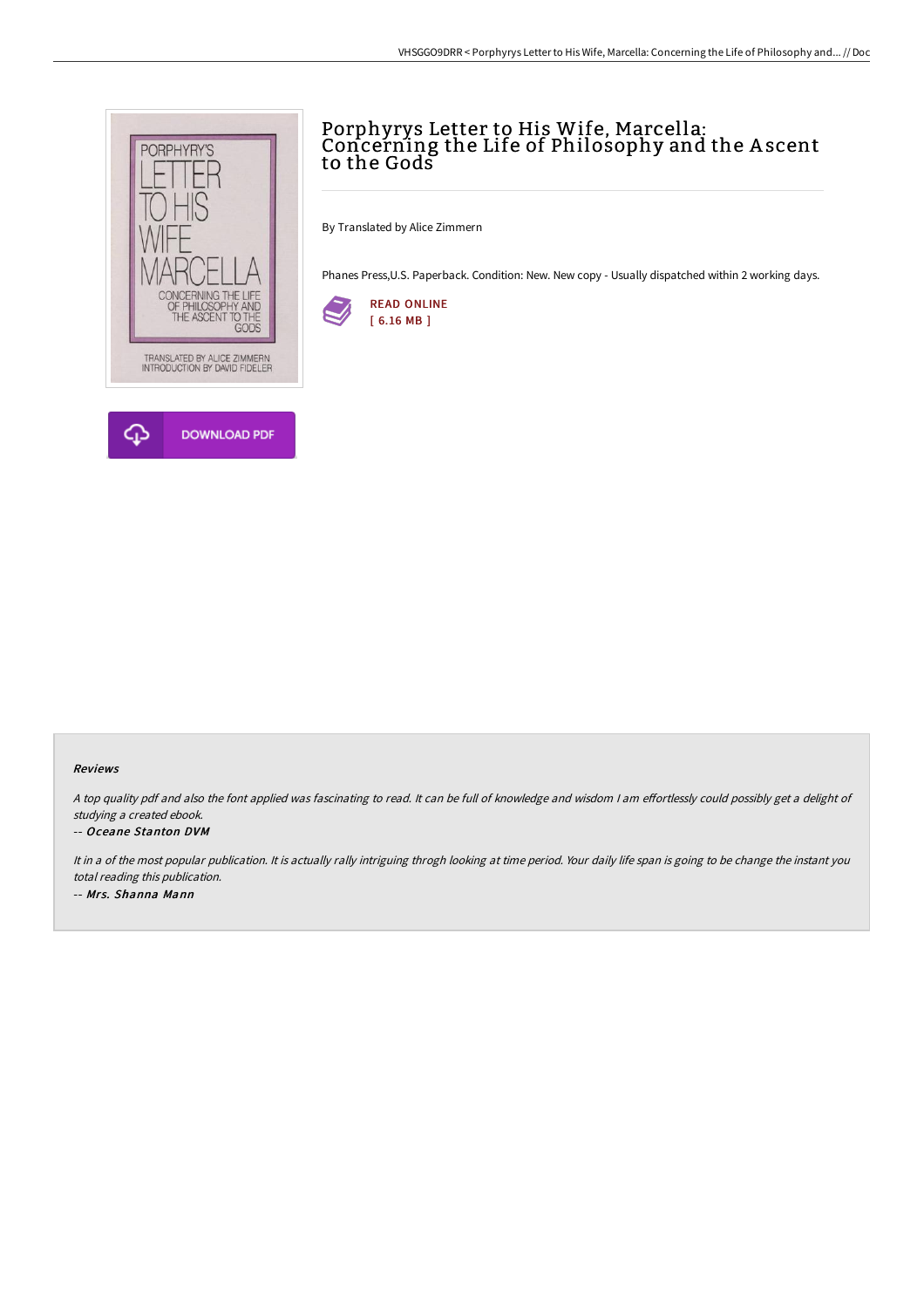# Porphyrys Letter to His Wife, Marcella: Concerning the Life of Philosophy and the Ascent to the Gods

By Translated by Alice Zimmern

Phanes Press,U.S. Paperback. Condition: New. New copy - Usually dispatched within 2 working days.

READ ONLINE
[ 6.16 MB ]

DOWNLOAD PDF

### Reviews

*A top quality pdf and also the font applied was fascinating to read. It can be full of knowledge and wisdom I am effortlessly could possibly get a delight of studying a created ebook.*

-- *Oceane Stanton DVM*

*It in a of the most popular publication. It is actually rally intriguing throgh looking at time period. Your daily life span is going to be change the instant you total reading this publication.*

-- *Mrs. Shanna Mann*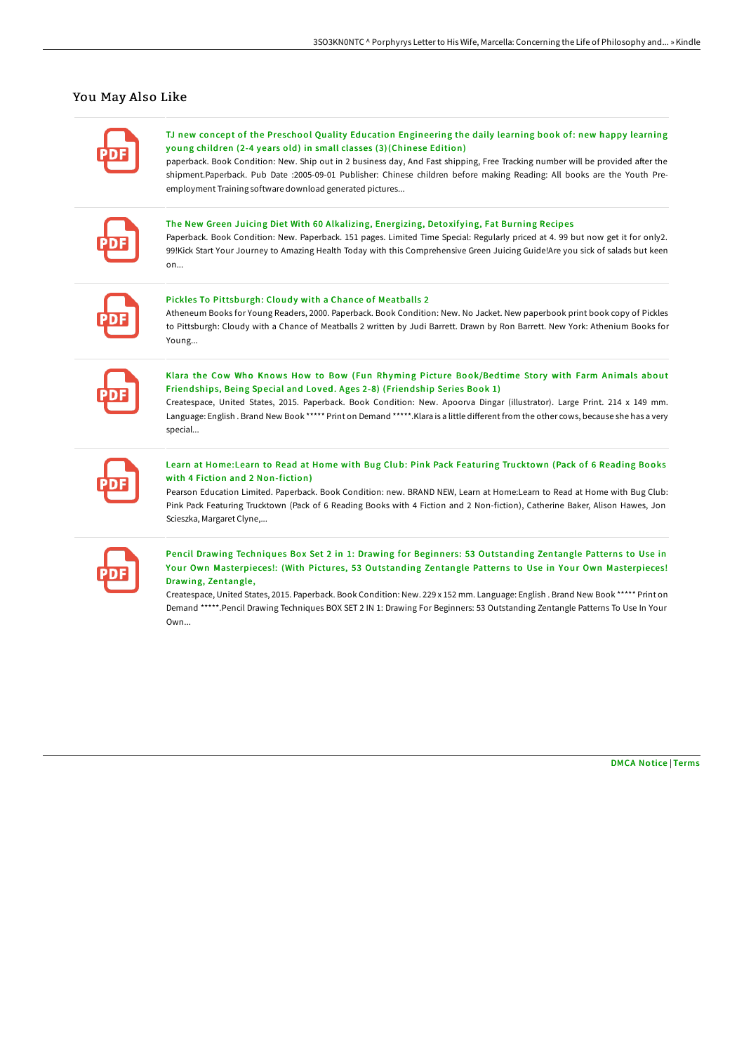## You May Also Like

**TJ new concept of the Preschool Quality Education Engineering the daily learning book of: new happy learning young children (2-4 years old) in small classes (3)(Chinese Edition)**

paperback. Book Condition: New. Ship out in 2 business day, And Fast shipping, Free Tracking number will be provided after the shipment.Paperback. Pub Date :2005-09-01 Publisher: Chinese children before making Reading: All books are the Youth Pre-employment Training software download generated pictures...

**The New Green Juicing Diet With 60 Alkalizing, Energizing, Detoxifying, Fat Burning Recipes**

Paperback. Book Condition: New. Paperback. 151 pages. Limited Time Special: Regularly priced at 4. 99 but now get it for only2. 99!Kick Start Your Journey to Amazing Health Today with this Comprehensive Green Juicing Guide!Are you sick of salads but keen on...

**Pickles To Pittsburgh: Cloudy with a Chance of Meatballs 2**

Atheneum Books for Young Readers, 2000. Paperback. Book Condition: New. No Jacket. New paperbook print book copy of Pickles to Pittsburgh: Cloudy with a Chance of Meatballs 2 written by Judi Barrett. Drawn by Ron Barrett. New York: Athenium Books for Young...

**Klara the Cow Who Knows How to Bow (Fun Rhyming Picture Book/Bedtime Story with Farm Animals about Friendships, Being Special and Loved. Ages 2-8) (Friendship Series Book 1)**

Createspace, United States, 2015. Paperback. Book Condition: New. Apoorva Dingar (illustrator). Large Print. 214 x 149 mm. Language: English . Brand New Book ***** Print on Demand *****.Klara is a little different from the other cows, because she has a very special...

**Learn at Home:Learn to Read at Home with Bug Club: Pink Pack Featuring Trucktown (Pack of 6 Reading Books with 4 Fiction and 2 Non-fiction)**

Pearson Education Limited. Paperback. Book Condition: new. BRAND NEW, Learn at Home:Learn to Read at Home with Bug Club: Pink Pack Featuring Trucktown (Pack of 6 Reading Books with 4 Fiction and 2 Non-fiction), Catherine Baker, Alison Hawes, Jon Scieszka, Margaret Clyne,...

**Pencil Drawing Techniques Box Set 2 in 1: Drawing for Beginners: 53 Outstanding Zentangle Patterns to Use in Your Own Masterpieces!: (With Pictures, 53 Outstanding Zentangle Patterns to Use in Your Own Masterpieces! Drawing, Zentangle,**

Createspace, United States, 2015. Paperback. Book Condition: New. 229 x 152 mm. Language: English . Brand New Book ***** Print on Demand *****.Pencil Drawing Techniques BOX SET 2 IN 1: Drawing For Beginners: 53 Outstanding Zentangle Patterns To Use In Your Own...

DMCA Notice | Terms